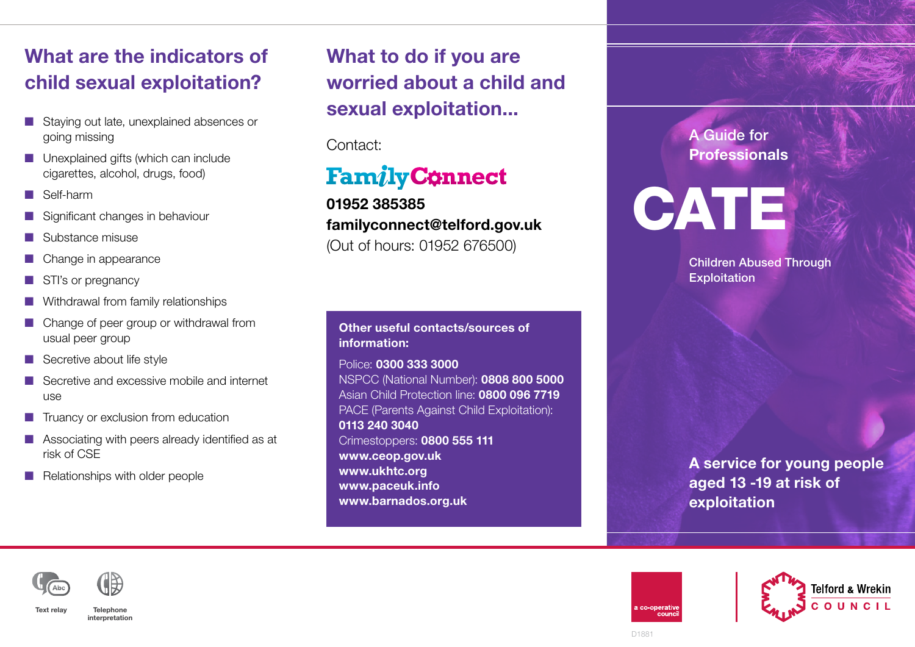## What are the indicators of child sexual exploitation?

- Staying out late, unexplained absences or going missing
- Unexplained gifts (which can include cigarettes, alcohol, drugs, food)
- Self-harm
- Significant changes in behaviour
- Substance misuse
- Change in appearance
- STI's or pregnancy
- Withdrawal from family relationships
- Change of peer group or withdrawal from usual peer group
- Secretive about life style
- Secretive and excessive mobile and internet use
- Truancy or exclusion from education
- Associating with peers already identified as at risk of CSE
- Relationships with older people

## What to do if you are worried about a child and sexual exploitation...

Contact:

FamilyConnect

**01952 385385**
**familyconnect@telford.gov.uk**
(Out of hours: 01952 676500)

**Other useful contacts/sources of information:**

Police: **0300 333 3000**
NSPCC (National Number): **0808 800 5000**
Asian Child Protection line: **0800 096 7719**
PACE (Parents Against Child Exploitation): **0113 240 3040**
Crimestoppers: **0800 555 111**
**www.ceop.gov.uk**
**www.ukhtc.org**
**www.paceuk.info**
**www.barnados.org.uk**

A Guide for **Professionals**

# CATE

Children Abused Through Exploitation

**A service for young people aged 13 -19 at risk of exploitation**

Text relay

Telephone interpretation

a co-operative council

Telford & Wrekin COUNCIL

D1881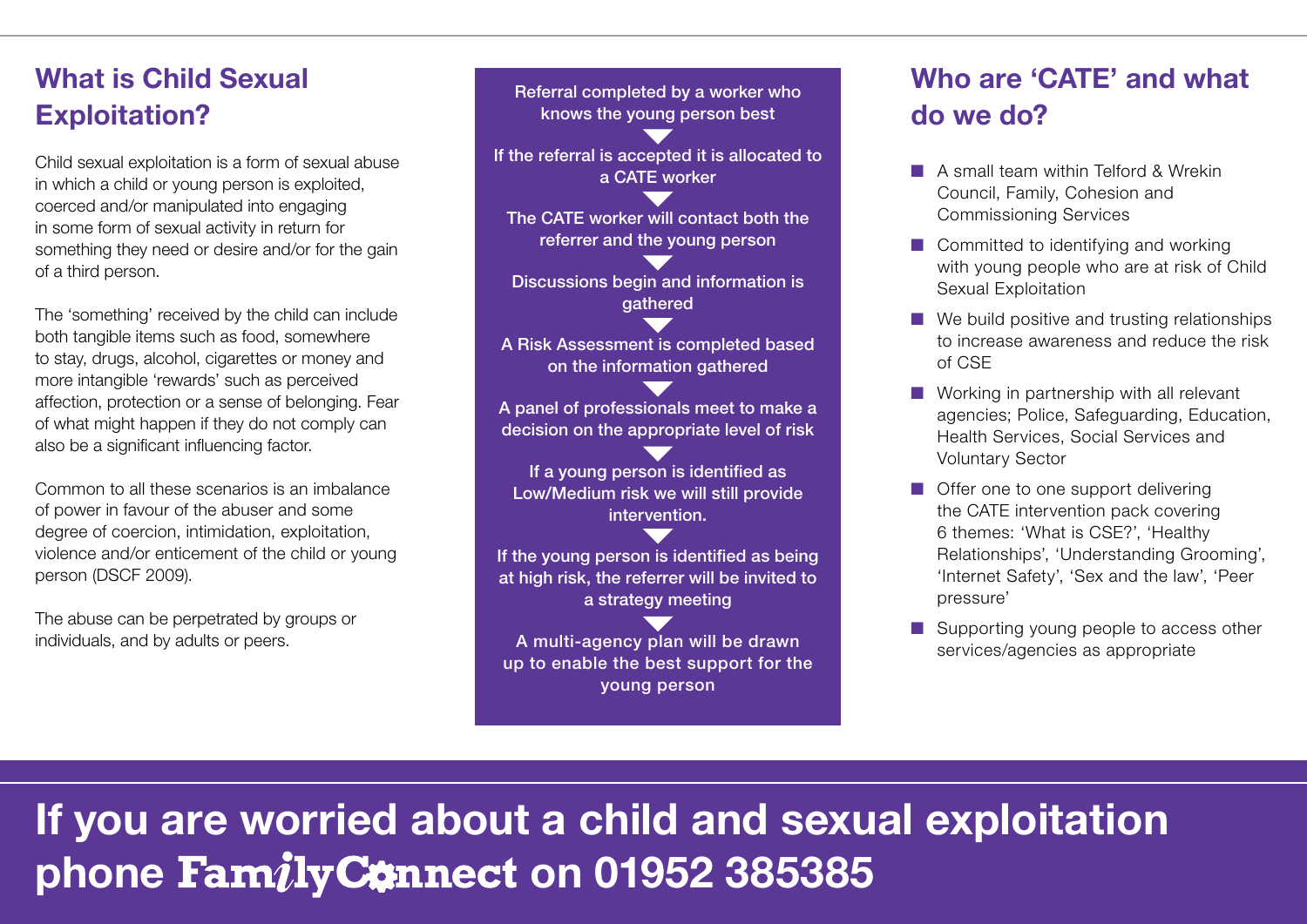## What is Child Sexual Exploitation?

Child sexual exploitation is a form of sexual abuse in which a child or young person is exploited, coerced and/or manipulated into engaging in some form of sexual activity in return for something they need or desire and/or for the gain of a third person.

The 'something' received by the child can include both tangible items such as food, somewhere to stay, drugs, alcohol, cigarettes or money and more intangible 'rewards' such as perceived affection, protection or a sense of belonging. Fear of what might happen if they do not comply can also be a significant influencing factor.

Common to all these scenarios is an imbalance of power in favour of the abuser and some degree of coercion, intimidation, exploitation, violence and/or enticement of the child or young person (DSCF 2009).

The abuse can be perpetrated by groups or individuals, and by adults or peers.

Referral completed by a worker who knows the young person best

▼

If the referral is accepted it is allocated to a CATE worker

▼

The CATE worker will contact both the referrer and the young person

▼

Discussions begin and information is gathered

▼

A Risk Assessment is completed based on the information gathered

▼

A panel of professionals meet to make a decision on the appropriate level of risk

▼

If a young person is identified as Low/Medium risk we will still provide intervention.

▼

If the young person is identified as being at high risk, the referrer will be invited to a strategy meeting

▼

A multi-agency plan will be drawn up to enable the best support for the young person

## Who are 'CATE' and what do we do?

- A small team within Telford & Wrekin Council, Family, Cohesion and Commissioning Services
- Committed to identifying and working with young people who are at risk of Child Sexual Exploitation
- We build positive and trusting relationships to increase awareness and reduce the risk of CSE
- Working in partnership with all relevant agencies; Police, Safeguarding, Education, Health Services, Social Services and Voluntary Sector
- Offer one to one support delivering the CATE intervention pack covering 6 themes: 'What is CSE?', 'Healthy Relationships', 'Understanding Grooming', 'Internet Safety', 'Sex and the law', 'Peer pressure'
- Supporting young people to access other services/agencies as appropriate

**If you are worried about a child and sexual exploitation phone FamilyConnect on 01952 385385**